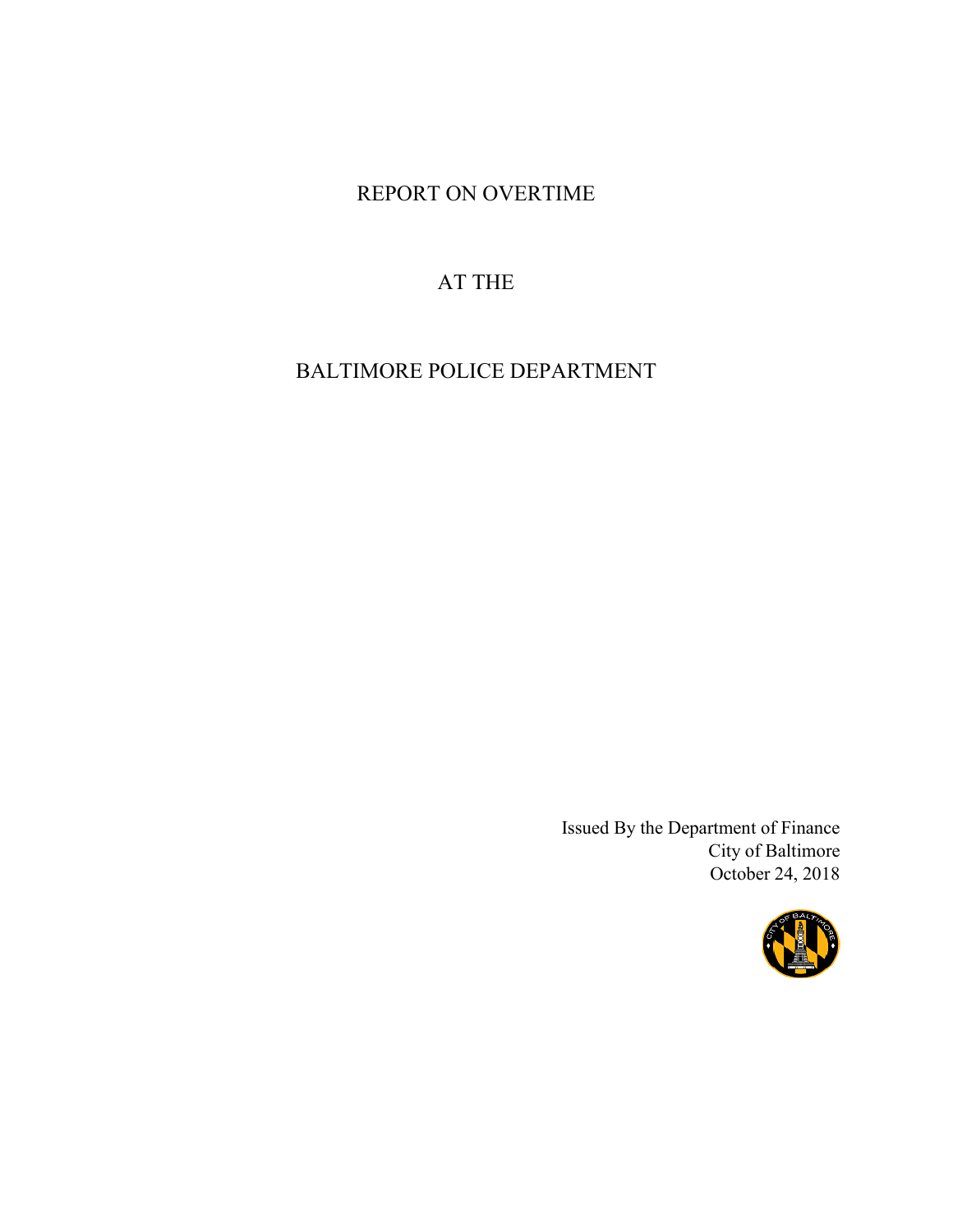# REPORT ON OVERTIME

# AT THE

# BALTIMORE POLICE DEPARTMENT

Issued By the Department of Finance
City of Baltimore
October 24, 2018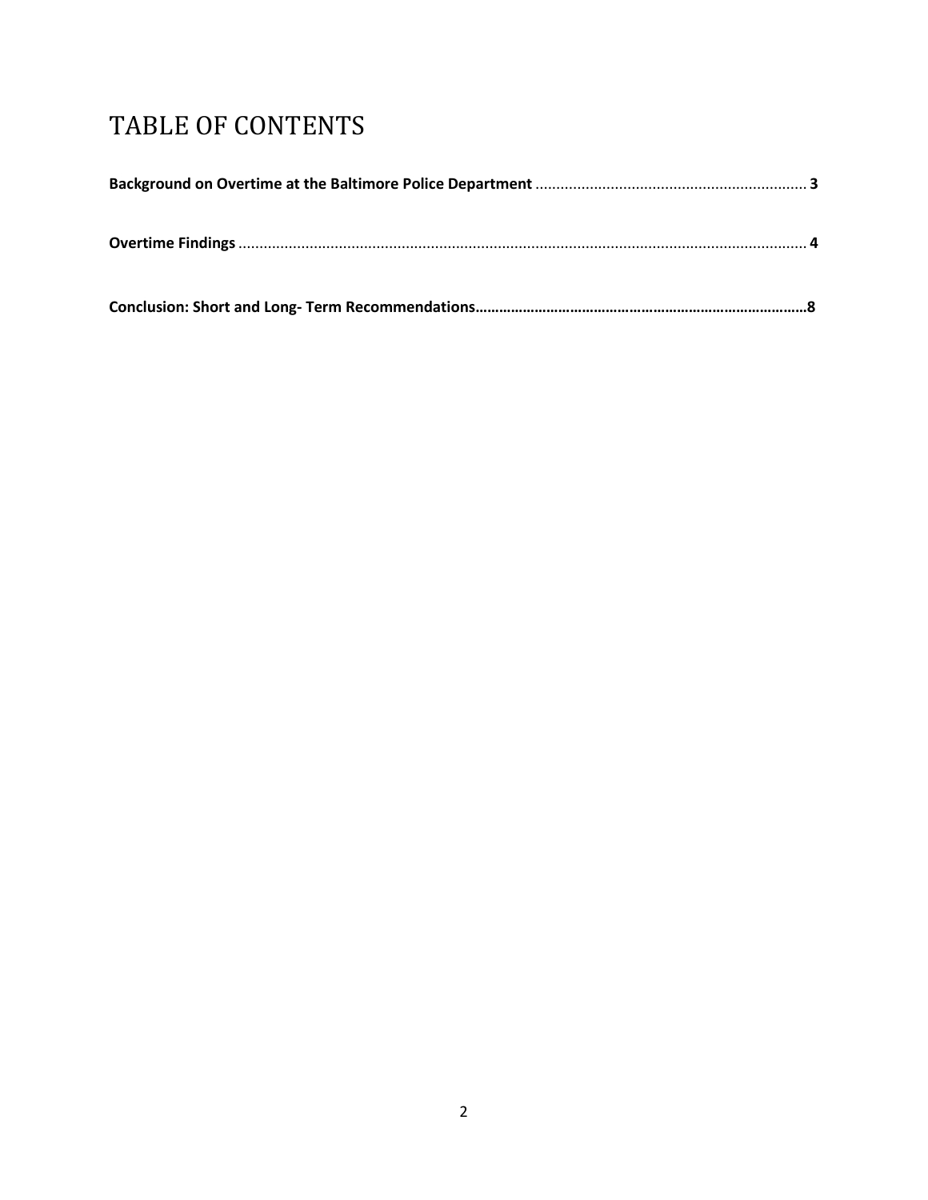# TABLE OF CONTENTS

**Background on Overtime at the Baltimore Police Department** ................................................................ **3**

**Overtime Findings** ...................................................................................................................................... **4**

**Conclusion: Short and Long- Term Recommendations……………………………………………………………………………8**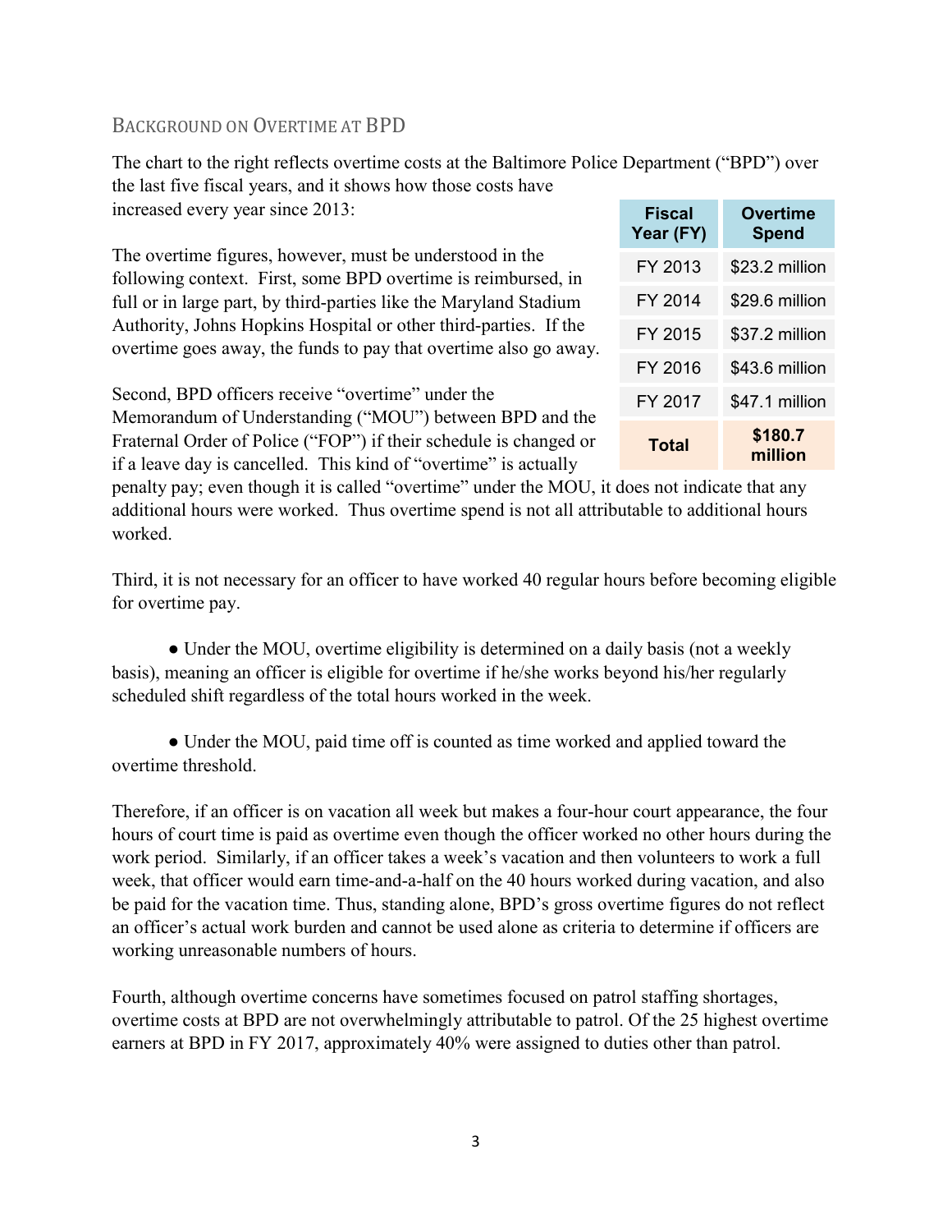## Background on Overtime at BPD

The chart to the right reflects overtime costs at the Baltimore Police Department ("BPD") over the last five fiscal years, and it shows how those costs have increased every year since 2013:

| Fiscal Year (FY) | Overtime Spend |
|---|---|
| FY 2013 | $23.2 million |
| FY 2014 | $29.6 million |
| FY 2015 | $37.2 million |
| FY 2016 | $43.6 million |
| FY 2017 | $47.1 million |
| **Total** | **$180.7 million** |

The overtime figures, however, must be understood in the following context. First, some BPD overtime is reimbursed, in full or in large part, by third-parties like the Maryland Stadium Authority, Johns Hopkins Hospital or other third-parties. If the overtime goes away, the funds to pay that overtime also go away.

Second, BPD officers receive "overtime" under the Memorandum of Understanding ("MOU") between BPD and the Fraternal Order of Police ("FOP") if their schedule is changed or if a leave day is cancelled. This kind of "overtime" is actually penalty pay; even though it is called "overtime" under the MOU, it does not indicate that any additional hours were worked. Thus overtime spend is not all attributable to additional hours worked.

Third, it is not necessary for an officer to have worked 40 regular hours before becoming eligible for overtime pay.

- Under the MOU, overtime eligibility is determined on a daily basis (not a weekly basis), meaning an officer is eligible for overtime if he/she works beyond his/her regularly scheduled shift regardless of the total hours worked in the week.

- Under the MOU, paid time off is counted as time worked and applied toward the overtime threshold.

Therefore, if an officer is on vacation all week but makes a four-hour court appearance, the four hours of court time is paid as overtime even though the officer worked no other hours during the work period. Similarly, if an officer takes a week's vacation and then volunteers to work a full week, that officer would earn time-and-a-half on the 40 hours worked during vacation, and also be paid for the vacation time. Thus, standing alone, BPD's gross overtime figures do not reflect an officer's actual work burden and cannot be used alone as criteria to determine if officers are working unreasonable numbers of hours.

Fourth, although overtime concerns have sometimes focused on patrol staffing shortages, overtime costs at BPD are not overwhelmingly attributable to patrol. Of the 25 highest overtime earners at BPD in FY 2017, approximately 40% were assigned to duties other than patrol.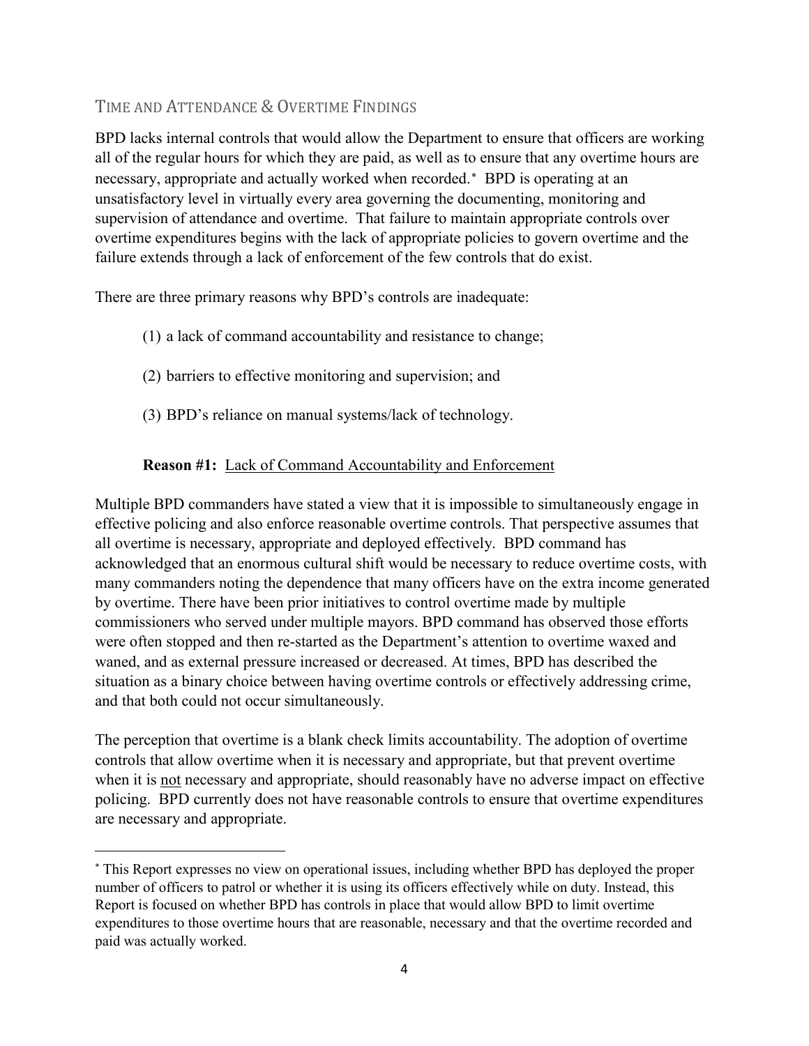## TIME AND ATTENDANCE & OVERTIME FINDINGS

BPD lacks internal controls that would allow the Department to ensure that officers are working all of the regular hours for which they are paid, as well as to ensure that any overtime hours are necessary, appropriate and actually worked when recorded.* BPD is operating at an unsatisfactory level in virtually every area governing the documenting, monitoring and supervision of attendance and overtime. That failure to maintain appropriate controls over overtime expenditures begins with the lack of appropriate policies to govern overtime and the failure extends through a lack of enforcement of the few controls that do exist.

There are three primary reasons why BPD's controls are inadequate:

(1) a lack of command accountability and resistance to change;

(2) barriers to effective monitoring and supervision; and

(3) BPD's reliance on manual systems/lack of technology.

**Reason #1:** Lack of Command Accountability and Enforcement

Multiple BPD commanders have stated a view that it is impossible to simultaneously engage in effective policing and also enforce reasonable overtime controls. That perspective assumes that all overtime is necessary, appropriate and deployed effectively. BPD command has acknowledged that an enormous cultural shift would be necessary to reduce overtime costs, with many commanders noting the dependence that many officers have on the extra income generated by overtime. There have been prior initiatives to control overtime made by multiple commissioners who served under multiple mayors. BPD command has observed those efforts were often stopped and then re-started as the Department's attention to overtime waxed and waned, and as external pressure increased or decreased. At times, BPD has described the situation as a binary choice between having overtime controls or effectively addressing crime, and that both could not occur simultaneously.

The perception that overtime is a blank check limits accountability. The adoption of overtime controls that allow overtime when it is necessary and appropriate, but that prevent overtime when it is not necessary and appropriate, should reasonably have no adverse impact on effective policing. BPD currently does not have reasonable controls to ensure that overtime expenditures are necessary and appropriate.

---

* This Report expresses no view on operational issues, including whether BPD has deployed the proper number of officers to patrol or whether it is using its officers effectively while on duty. Instead, this Report is focused on whether BPD has controls in place that would allow BPD to limit overtime expenditures to those overtime hours that are reasonable, necessary and that the overtime recorded and paid was actually worked.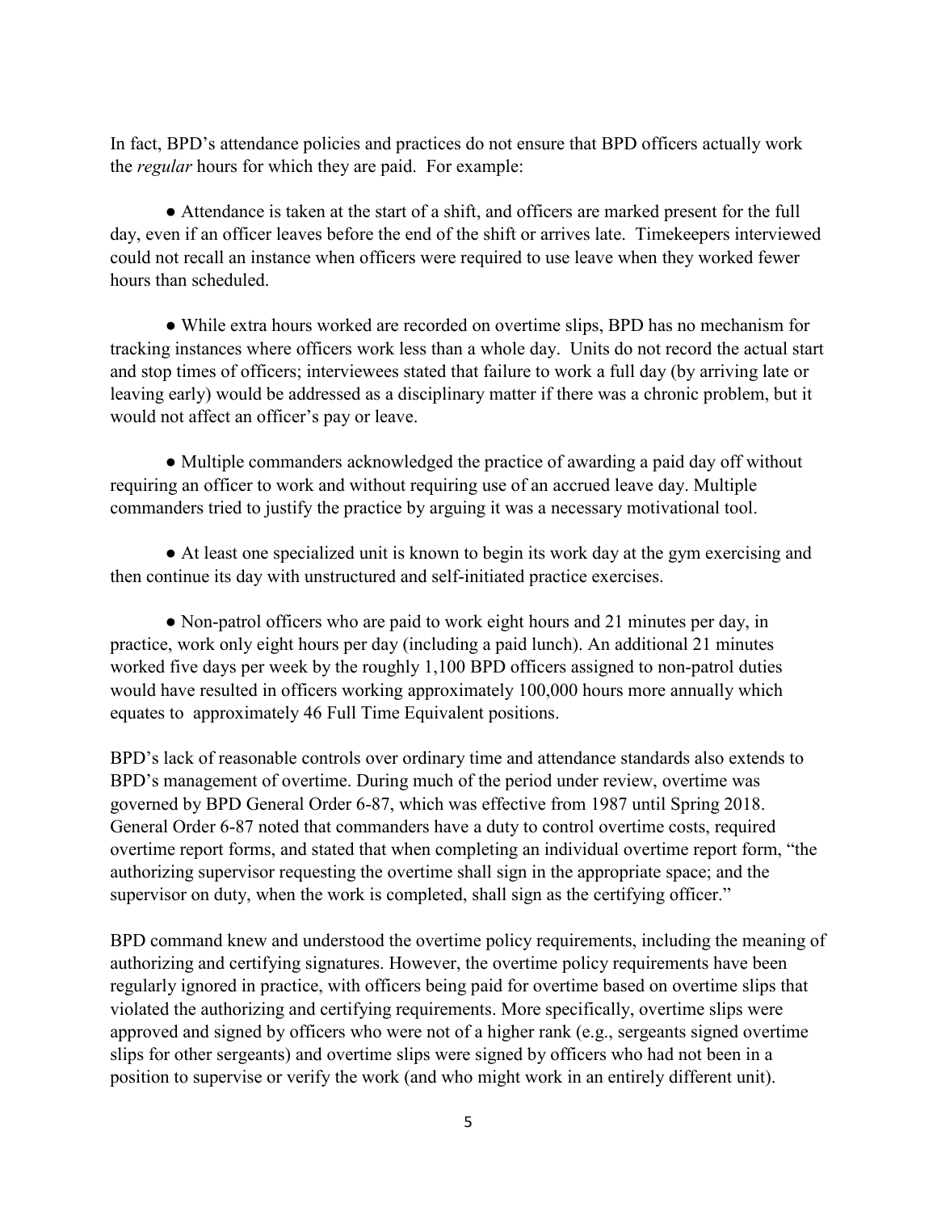In fact, BPD's attendance policies and practices do not ensure that BPD officers actually work the *regular* hours for which they are paid. For example:

- Attendance is taken at the start of a shift, and officers are marked present for the full day, even if an officer leaves before the end of the shift or arrives late. Timekeepers interviewed could not recall an instance when officers were required to use leave when they worked fewer hours than scheduled.

- While extra hours worked are recorded on overtime slips, BPD has no mechanism for tracking instances where officers work less than a whole day. Units do not record the actual start and stop times of officers; interviewees stated that failure to work a full day (by arriving late or leaving early) would be addressed as a disciplinary matter if there was a chronic problem, but it would not affect an officer's pay or leave.

- Multiple commanders acknowledged the practice of awarding a paid day off without requiring an officer to work and without requiring use of an accrued leave day. Multiple commanders tried to justify the practice by arguing it was a necessary motivational tool.

- At least one specialized unit is known to begin its work day at the gym exercising and then continue its day with unstructured and self-initiated practice exercises.

- Non-patrol officers who are paid to work eight hours and 21 minutes per day, in practice, work only eight hours per day (including a paid lunch). An additional 21 minutes worked five days per week by the roughly 1,100 BPD officers assigned to non-patrol duties would have resulted in officers working approximately 100,000 hours more annually which equates to approximately 46 Full Time Equivalent positions.

BPD's lack of reasonable controls over ordinary time and attendance standards also extends to BPD's management of overtime. During much of the period under review, overtime was governed by BPD General Order 6-87, which was effective from 1987 until Spring 2018. General Order 6-87 noted that commanders have a duty to control overtime costs, required overtime report forms, and stated that when completing an individual overtime report form, "the authorizing supervisor requesting the overtime shall sign in the appropriate space; and the supervisor on duty, when the work is completed, shall sign as the certifying officer."

BPD command knew and understood the overtime policy requirements, including the meaning of authorizing and certifying signatures. However, the overtime policy requirements have been regularly ignored in practice, with officers being paid for overtime based on overtime slips that violated the authorizing and certifying requirements. More specifically, overtime slips were approved and signed by officers who were not of a higher rank (e.g., sergeants signed overtime slips for other sergeants) and overtime slips were signed by officers who had not been in a position to supervise or verify the work (and who might work in an entirely different unit).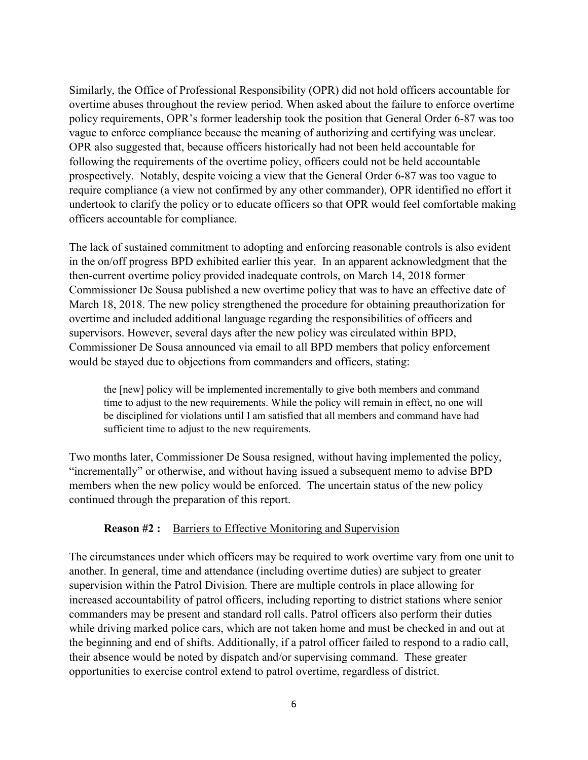Similarly, the Office of Professional Responsibility (OPR) did not hold officers accountable for overtime abuses throughout the review period. When asked about the failure to enforce overtime policy requirements, OPR's former leadership took the position that General Order 6-87 was too vague to enforce compliance because the meaning of authorizing and certifying was unclear. OPR also suggested that, because officers historically had not been held accountable for following the requirements of the overtime policy, officers could not be held accountable prospectively. Notably, despite voicing a view that the General Order 6-87 was too vague to require compliance (a view not confirmed by any other commander), OPR identified no effort it undertook to clarify the policy or to educate officers so that OPR would feel comfortable making officers accountable for compliance.

The lack of sustained commitment to adopting and enforcing reasonable controls is also evident in the on/off progress BPD exhibited earlier this year. In an apparent acknowledgment that the then-current overtime policy provided inadequate controls, on March 14, 2018 former Commissioner De Sousa published a new overtime policy that was to have an effective date of March 18, 2018. The new policy strengthened the procedure for obtaining preauthorization for overtime and included additional language regarding the responsibilities of officers and supervisors. However, several days after the new policy was circulated within BPD, Commissioner De Sousa announced via email to all BPD members that policy enforcement would be stayed due to objections from commanders and officers, stating:

> the [new] policy will be implemented incrementally to give both members and command time to adjust to the new requirements. While the policy will remain in effect, no one will be disciplined for violations until I am satisfied that all members and command have had sufficient time to adjust to the new requirements.

Two months later, Commissioner De Sousa resigned, without having implemented the policy, "incrementally" or otherwise, and without having issued a subsequent memo to advise BPD members when the new policy would be enforced. The uncertain status of the new policy continued through the preparation of this report.

**Reason #2 :** Barriers to Effective Monitoring and Supervision

The circumstances under which officers may be required to work overtime vary from one unit to another. In general, time and attendance (including overtime duties) are subject to greater supervision within the Patrol Division. There are multiple controls in place allowing for increased accountability of patrol officers, including reporting to district stations where senior commanders may be present and standard roll calls. Patrol officers also perform their duties while driving marked police cars, which are not taken home and must be checked in and out at the beginning and end of shifts. Additionally, if a patrol officer failed to respond to a radio call, their absence would be noted by dispatch and/or supervising command. These greater opportunities to exercise control extend to patrol overtime, regardless of district.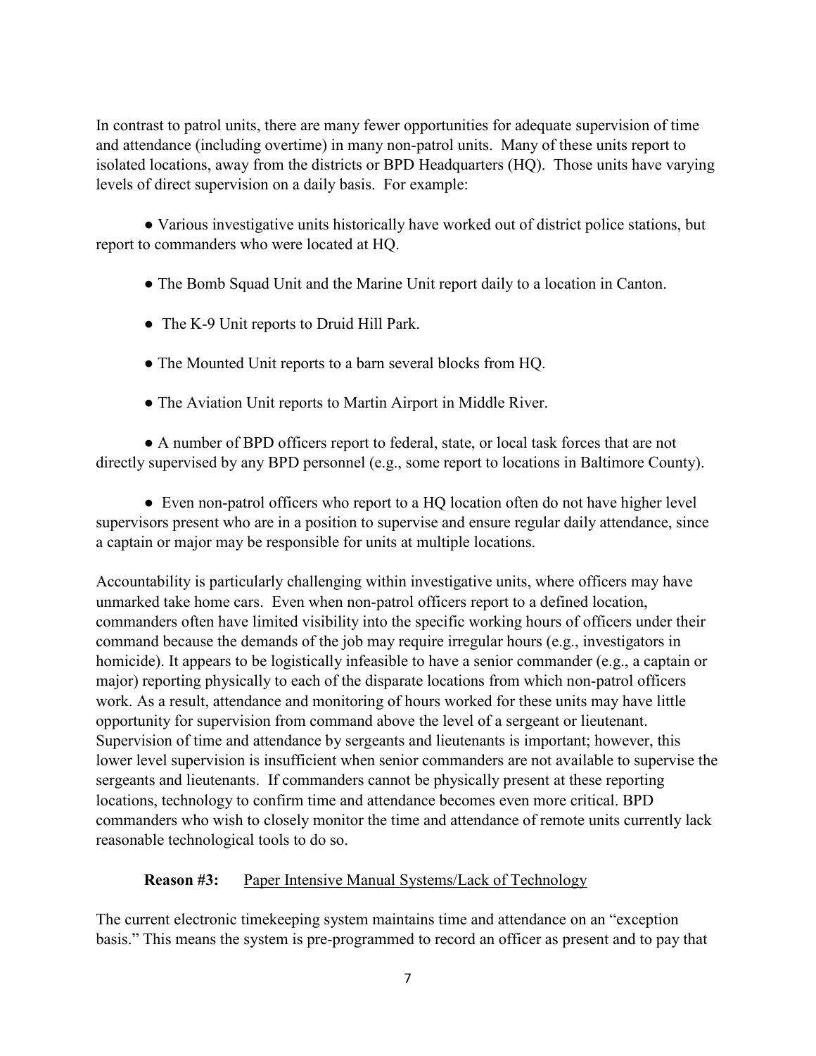In contrast to patrol units, there are many fewer opportunities for adequate supervision of time and attendance (including overtime) in many non-patrol units. Many of these units report to isolated locations, away from the districts or BPD Headquarters (HQ). Those units have varying levels of direct supervision on a daily basis. For example:

- Various investigative units historically have worked out of district police stations, but report to commanders who were located at HQ.
- The Bomb Squad Unit and the Marine Unit report daily to a location in Canton.
- The K-9 Unit reports to Druid Hill Park.
- The Mounted Unit reports to a barn several blocks from HQ.
- The Aviation Unit reports to Martin Airport in Middle River.
- A number of BPD officers report to federal, state, or local task forces that are not directly supervised by any BPD personnel (e.g., some report to locations in Baltimore County).
- Even non-patrol officers who report to a HQ location often do not have higher level supervisors present who are in a position to supervise and ensure regular daily attendance, since a captain or major may be responsible for units at multiple locations.

Accountability is particularly challenging within investigative units, where officers may have unmarked take home cars. Even when non-patrol officers report to a defined location, commanders often have limited visibility into the specific working hours of officers under their command because the demands of the job may require irregular hours (e.g., investigators in homicide). It appears to be logistically infeasible to have a senior commander (e.g., a captain or major) reporting physically to each of the disparate locations from which non-patrol officers work. As a result, attendance and monitoring of hours worked for these units may have little opportunity for supervision from command above the level of a sergeant or lieutenant. Supervision of time and attendance by sergeants and lieutenants is important; however, this lower level supervision is insufficient when senior commanders are not available to supervise the sergeants and lieutenants. If commanders cannot be physically present at these reporting locations, technology to confirm time and attendance becomes even more critical. BPD commanders who wish to closely monitor the time and attendance of remote units currently lack reasonable technological tools to do so.

**Reason #3:** Paper Intensive Manual Systems/Lack of Technology

The current electronic timekeeping system maintains time and attendance on an "exception basis." This means the system is pre-programmed to record an officer as present and to pay that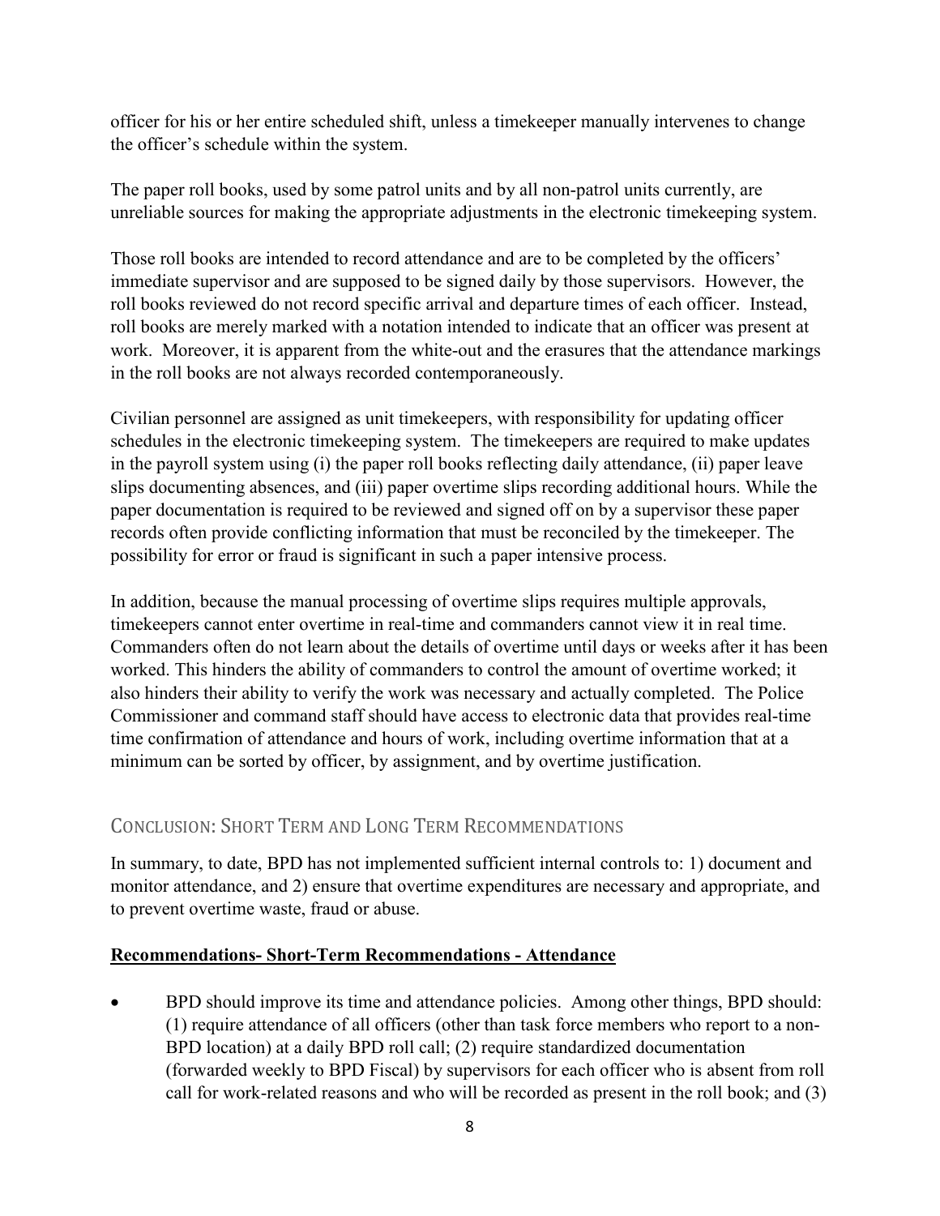officer for his or her entire scheduled shift, unless a timekeeper manually intervenes to change the officer's schedule within the system.

The paper roll books, used by some patrol units and by all non-patrol units currently, are unreliable sources for making the appropriate adjustments in the electronic timekeeping system.

Those roll books are intended to record attendance and are to be completed by the officers' immediate supervisor and are supposed to be signed daily by those supervisors. However, the roll books reviewed do not record specific arrival and departure times of each officer. Instead, roll books are merely marked with a notation intended to indicate that an officer was present at work. Moreover, it is apparent from the white-out and the erasures that the attendance markings in the roll books are not always recorded contemporaneously.

Civilian personnel are assigned as unit timekeepers, with responsibility for updating officer schedules in the electronic timekeeping system. The timekeepers are required to make updates in the payroll system using (i) the paper roll books reflecting daily attendance, (ii) paper leave slips documenting absences, and (iii) paper overtime slips recording additional hours. While the paper documentation is required to be reviewed and signed off on by a supervisor these paper records often provide conflicting information that must be reconciled by the timekeeper. The possibility for error or fraud is significant in such a paper intensive process.

In addition, because the manual processing of overtime slips requires multiple approvals, timekeepers cannot enter overtime in real-time and commanders cannot view it in real time. Commanders often do not learn about the details of overtime until days or weeks after it has been worked. This hinders the ability of commanders to control the amount of overtime worked; it also hinders their ability to verify the work was necessary and actually completed. The Police Commissioner and command staff should have access to electronic data that provides real-time time confirmation of attendance and hours of work, including overtime information that at a minimum can be sorted by officer, by assignment, and by overtime justification.

## CONCLUSION: SHORT TERM AND LONG TERM RECOMMENDATIONS

In summary, to date, BPD has not implemented sufficient internal controls to: 1) document and monitor attendance, and 2) ensure that overtime expenditures are necessary and appropriate, and to prevent overtime waste, fraud or abuse.

**Recommendations- Short-Term Recommendations - Attendance**

- BPD should improve its time and attendance policies. Among other things, BPD should: (1) require attendance of all officers (other than task force members who report to a non-BPD location) at a daily BPD roll call; (2) require standardized documentation (forwarded weekly to BPD Fiscal) by supervisors for each officer who is absent from roll call for work-related reasons and who will be recorded as present in the roll book; and (3)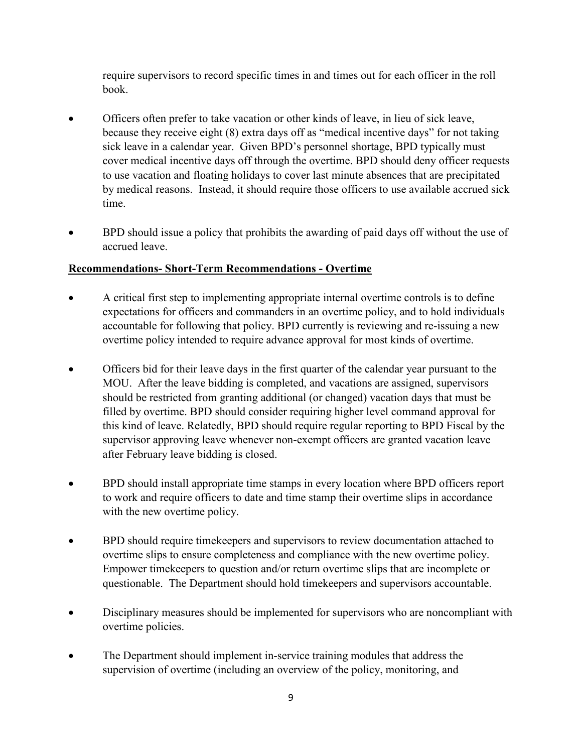require supervisors to record specific times in and times out for each officer in the roll book.

- Officers often prefer to take vacation or other kinds of leave, in lieu of sick leave, because they receive eight (8) extra days off as "medical incentive days" for not taking sick leave in a calendar year. Given BPD's personnel shortage, BPD typically must cover medical incentive days off through the overtime. BPD should deny officer requests to use vacation and floating holidays to cover last minute absences that are precipitated by medical reasons. Instead, it should require those officers to use available accrued sick time.

- BPD should issue a policy that prohibits the awarding of paid days off without the use of accrued leave.

**<u>Recommendations- Short-Term Recommendations - Overtime</u>**

- A critical first step to implementing appropriate internal overtime controls is to define expectations for officers and commanders in an overtime policy, and to hold individuals accountable for following that policy. BPD currently is reviewing and re-issuing a new overtime policy intended to require advance approval for most kinds of overtime.

- Officers bid for their leave days in the first quarter of the calendar year pursuant to the MOU. After the leave bidding is completed, and vacations are assigned, supervisors should be restricted from granting additional (or changed) vacation days that must be filled by overtime. BPD should consider requiring higher level command approval for this kind of leave. Relatedly, BPD should require regular reporting to BPD Fiscal by the supervisor approving leave whenever non-exempt officers are granted vacation leave after February leave bidding is closed.

- BPD should install appropriate time stamps in every location where BPD officers report to work and require officers to date and time stamp their overtime slips in accordance with the new overtime policy.

- BPD should require timekeepers and supervisors to review documentation attached to overtime slips to ensure completeness and compliance with the new overtime policy. Empower timekeepers to question and/or return overtime slips that are incomplete or questionable. The Department should hold timekeepers and supervisors accountable.

- Disciplinary measures should be implemented for supervisors who are noncompliant with overtime policies.

- The Department should implement in-service training modules that address the supervision of overtime (including an overview of the policy, monitoring, and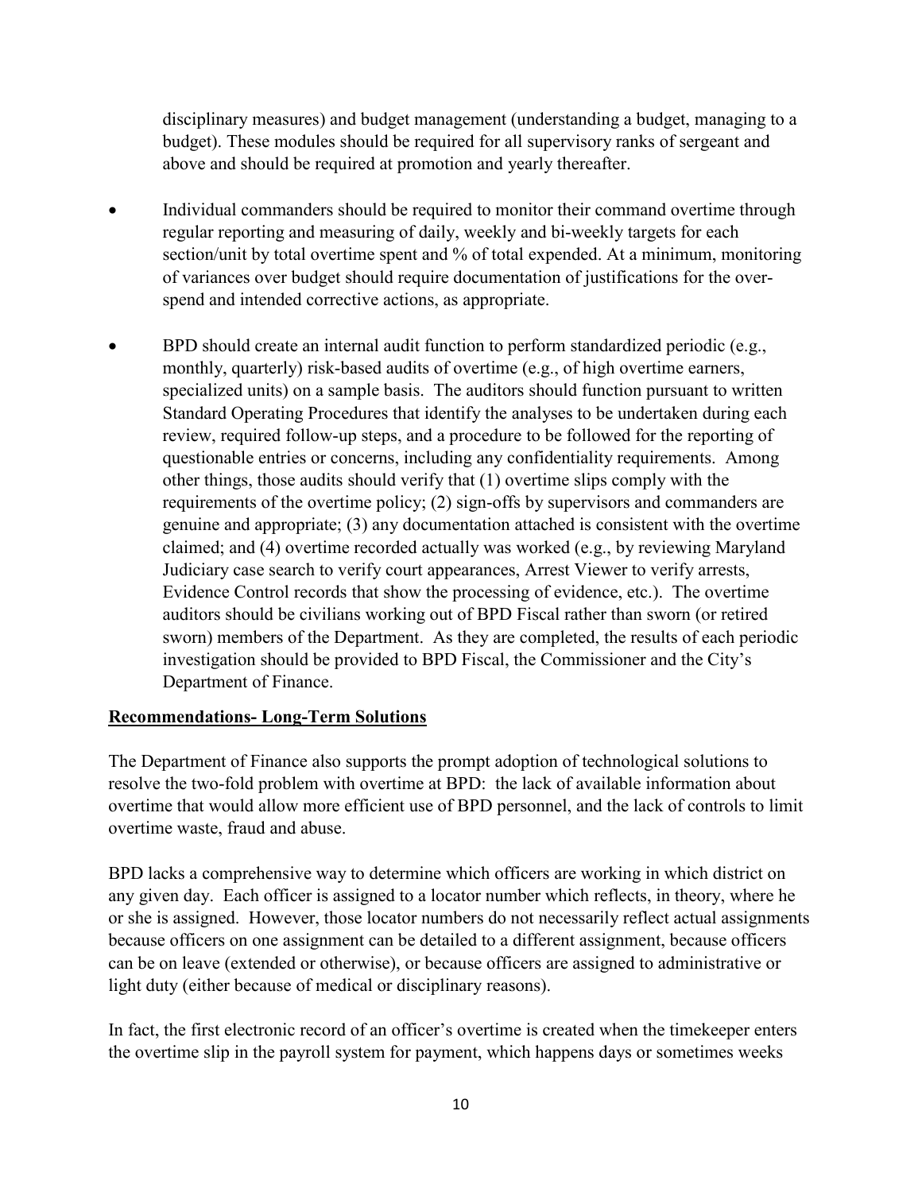disciplinary measures) and budget management (understanding a budget, managing to a budget). These modules should be required for all supervisory ranks of sergeant and above and should be required at promotion and yearly thereafter.

- Individual commanders should be required to monitor their command overtime through regular reporting and measuring of daily, weekly and bi-weekly targets for each section/unit by total overtime spent and % of total expended. At a minimum, monitoring of variances over budget should require documentation of justifications for the over-spend and intended corrective actions, as appropriate.

- BPD should create an internal audit function to perform standardized periodic (e.g., monthly, quarterly) risk-based audits of overtime (e.g., of high overtime earners, specialized units) on a sample basis. The auditors should function pursuant to written Standard Operating Procedures that identify the analyses to be undertaken during each review, required follow-up steps, and a procedure to be followed for the reporting of questionable entries or concerns, including any confidentiality requirements. Among other things, those audits should verify that (1) overtime slips comply with the requirements of the overtime policy; (2) sign-offs by supervisors and commanders are genuine and appropriate; (3) any documentation attached is consistent with the overtime claimed; and (4) overtime recorded actually was worked (e.g., by reviewing Maryland Judiciary case search to verify court appearances, Arrest Viewer to verify arrests, Evidence Control records that show the processing of evidence, etc.). The overtime auditors should be civilians working out of BPD Fiscal rather than sworn (or retired sworn) members of the Department. As they are completed, the results of each periodic investigation should be provided to BPD Fiscal, the Commissioner and the City's Department of Finance.

**Recommendations- Long-Term Solutions**

The Department of Finance also supports the prompt adoption of technological solutions to resolve the two-fold problem with overtime at BPD: the lack of available information about overtime that would allow more efficient use of BPD personnel, and the lack of controls to limit overtime waste, fraud and abuse.

BPD lacks a comprehensive way to determine which officers are working in which district on any given day. Each officer is assigned to a locator number which reflects, in theory, where he or she is assigned. However, those locator numbers do not necessarily reflect actual assignments because officers on one assignment can be detailed to a different assignment, because officers can be on leave (extended or otherwise), or because officers are assigned to administrative or light duty (either because of medical or disciplinary reasons).

In fact, the first electronic record of an officer's overtime is created when the timekeeper enters the overtime slip in the payroll system for payment, which happens days or sometimes weeks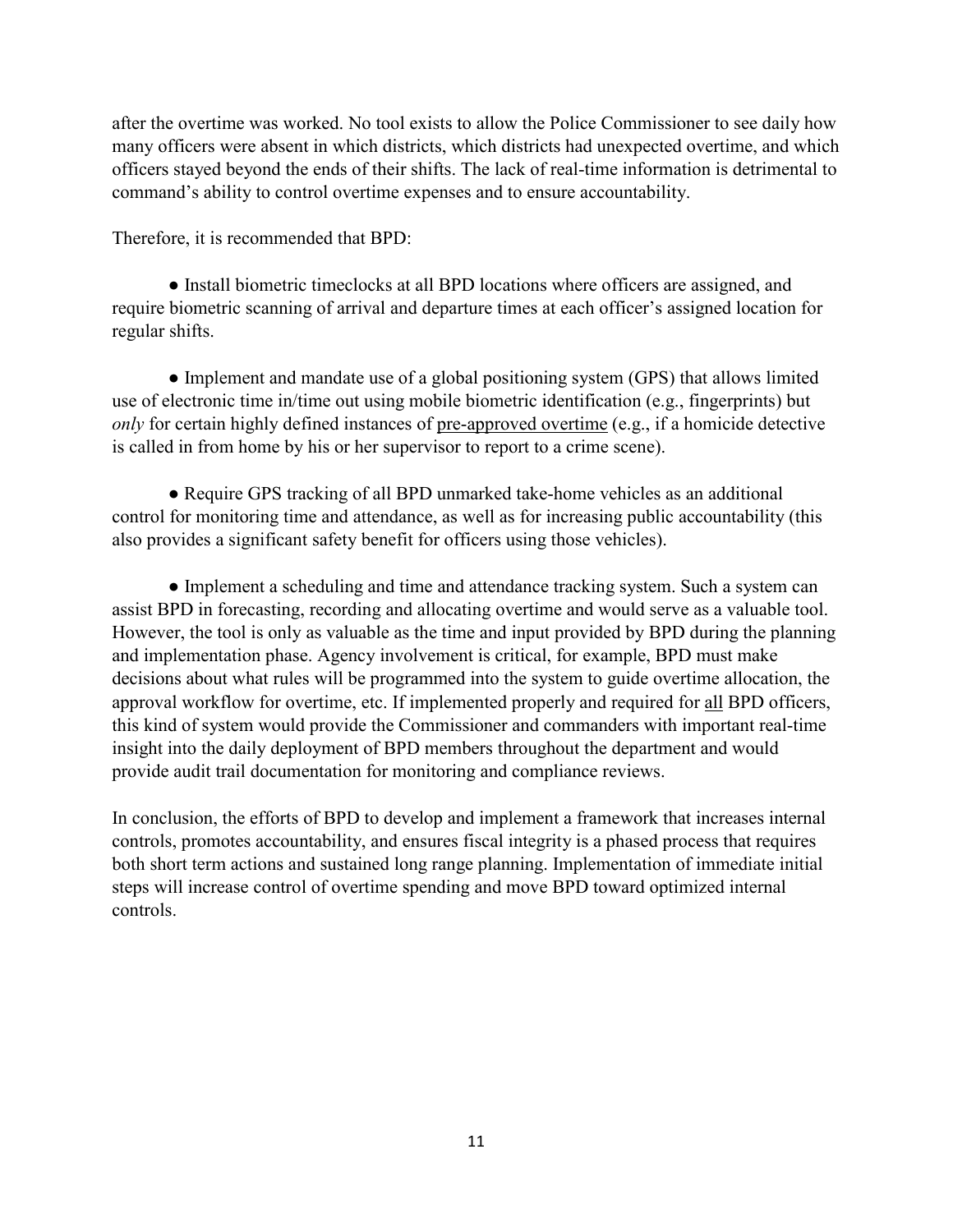after the overtime was worked. No tool exists to allow the Police Commissioner to see daily how many officers were absent in which districts, which districts had unexpected overtime, and which officers stayed beyond the ends of their shifts. The lack of real-time information is detrimental to command's ability to control overtime expenses and to ensure accountability.

Therefore, it is recommended that BPD:

- Install biometric timeclocks at all BPD locations where officers are assigned, and require biometric scanning of arrival and departure times at each officer's assigned location for regular shifts.

- Implement and mandate use of a global positioning system (GPS) that allows limited use of electronic time in/time out using mobile biometric identification (e.g., fingerprints) but *only* for certain highly defined instances of <u>pre-approved overtime</u> (e.g., if a homicide detective is called in from home by his or her supervisor to report to a crime scene).

- Require GPS tracking of all BPD unmarked take-home vehicles as an additional control for monitoring time and attendance, as well as for increasing public accountability (this also provides a significant safety benefit for officers using those vehicles).

- Implement a scheduling and time and attendance tracking system. Such a system can assist BPD in forecasting, recording and allocating overtime and would serve as a valuable tool. However, the tool is only as valuable as the time and input provided by BPD during the planning and implementation phase. Agency involvement is critical, for example, BPD must make decisions about what rules will be programmed into the system to guide overtime allocation, the approval workflow for overtime, etc. If implemented properly and required for <u>all</u> BPD officers, this kind of system would provide the Commissioner and commanders with important real-time insight into the daily deployment of BPD members throughout the department and would provide audit trail documentation for monitoring and compliance reviews.

In conclusion, the efforts of BPD to develop and implement a framework that increases internal controls, promotes accountability, and ensures fiscal integrity is a phased process that requires both short term actions and sustained long range planning. Implementation of immediate initial steps will increase control of overtime spending and move BPD toward optimized internal controls.